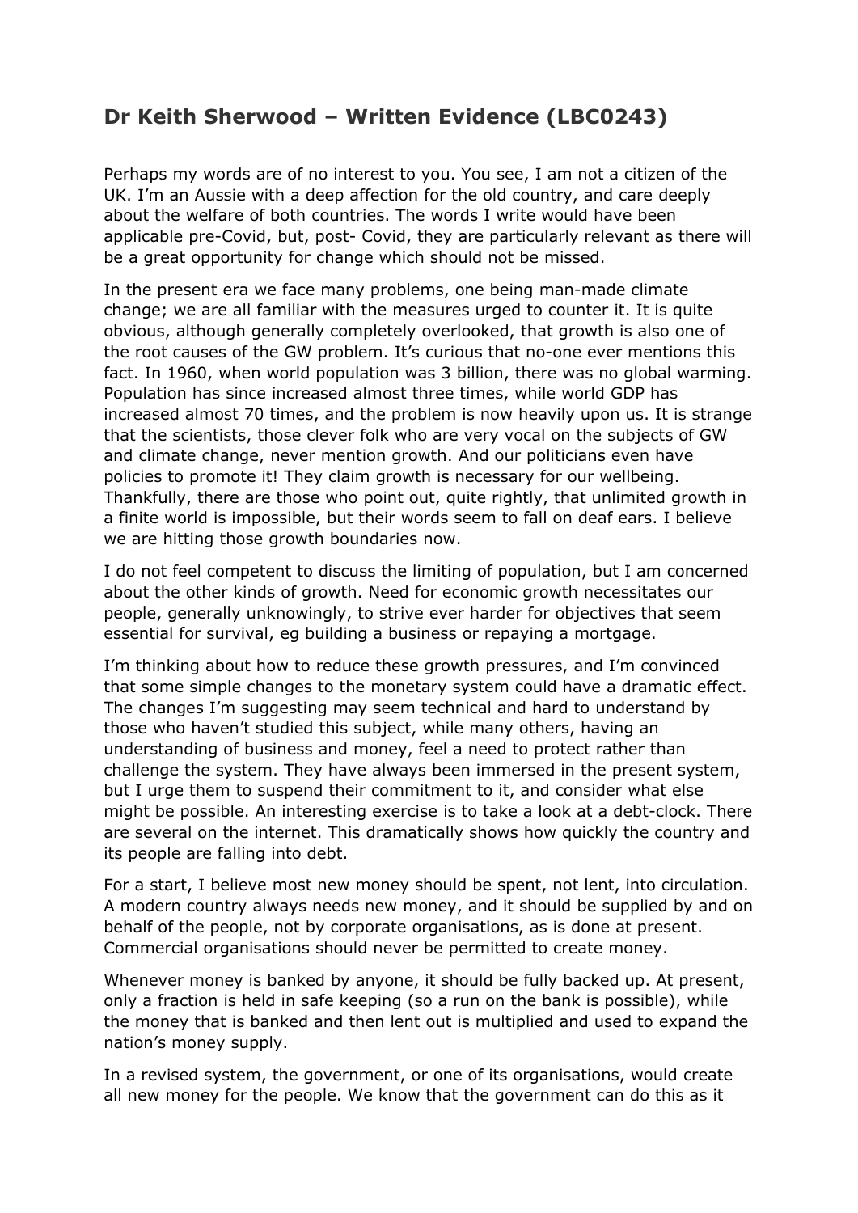# Dr Keith Sherwood – Written Evidence (LBC0243)

Perhaps my words are of no interest to you. You see, I am not a citizen of the UK. I'm an Aussie with a deep affection for the old country, and care deeply about the welfare of both countries. The words I write would have been applicable pre-Covid, but, post- Covid, they are particularly relevant as there will be a great opportunity for change which should not be missed.

In the present era we face many problems, one being man-made climate change; we are all familiar with the measures urged to counter it. It is quite obvious, although generally completely overlooked, that growth is also one of the root causes of the GW problem. It's curious that no-one ever mentions this fact. In 1960, when world population was 3 billion, there was no global warming. Population has since increased almost three times, while world GDP has increased almost 70 times, and the problem is now heavily upon us. It is strange that the scientists, those clever folk who are very vocal on the subjects of GW and climate change, never mention growth. And our politicians even have policies to promote it! They claim growth is necessary for our wellbeing. Thankfully, there are those who point out, quite rightly, that unlimited growth in a finite world is impossible, but their words seem to fall on deaf ears. I believe we are hitting those growth boundaries now.

I do not feel competent to discuss the limiting of population, but I am concerned about the other kinds of growth. Need for economic growth necessitates our people, generally unknowingly, to strive ever harder for objectives that seem essential for survival, eg building a business or repaying a mortgage.

I'm thinking about how to reduce these growth pressures, and I'm convinced that some simple changes to the monetary system could have a dramatic effect. The changes I'm suggesting may seem technical and hard to understand by those who haven't studied this subject, while many others, having an understanding of business and money, feel a need to protect rather than challenge the system. They have always been immersed in the present system, but I urge them to suspend their commitment to it, and consider what else might be possible. An interesting exercise is to take a look at a debt-clock. There are several on the internet. This dramatically shows how quickly the country and its people are falling into debt.

For a start, I believe most new money should be spent, not lent, into circulation. A modern country always needs new money, and it should be supplied by and on behalf of the people, not by corporate organisations, as is done at present. Commercial organisations should never be permitted to create money.

Whenever money is banked by anyone, it should be fully backed up. At present, only a fraction is held in safe keeping (so a run on the bank is possible), while the money that is banked and then lent out is multiplied and used to expand the nation's money supply.

In a revised system, the government, or one of its organisations, would create all new money for the people. We know that the government can do this as it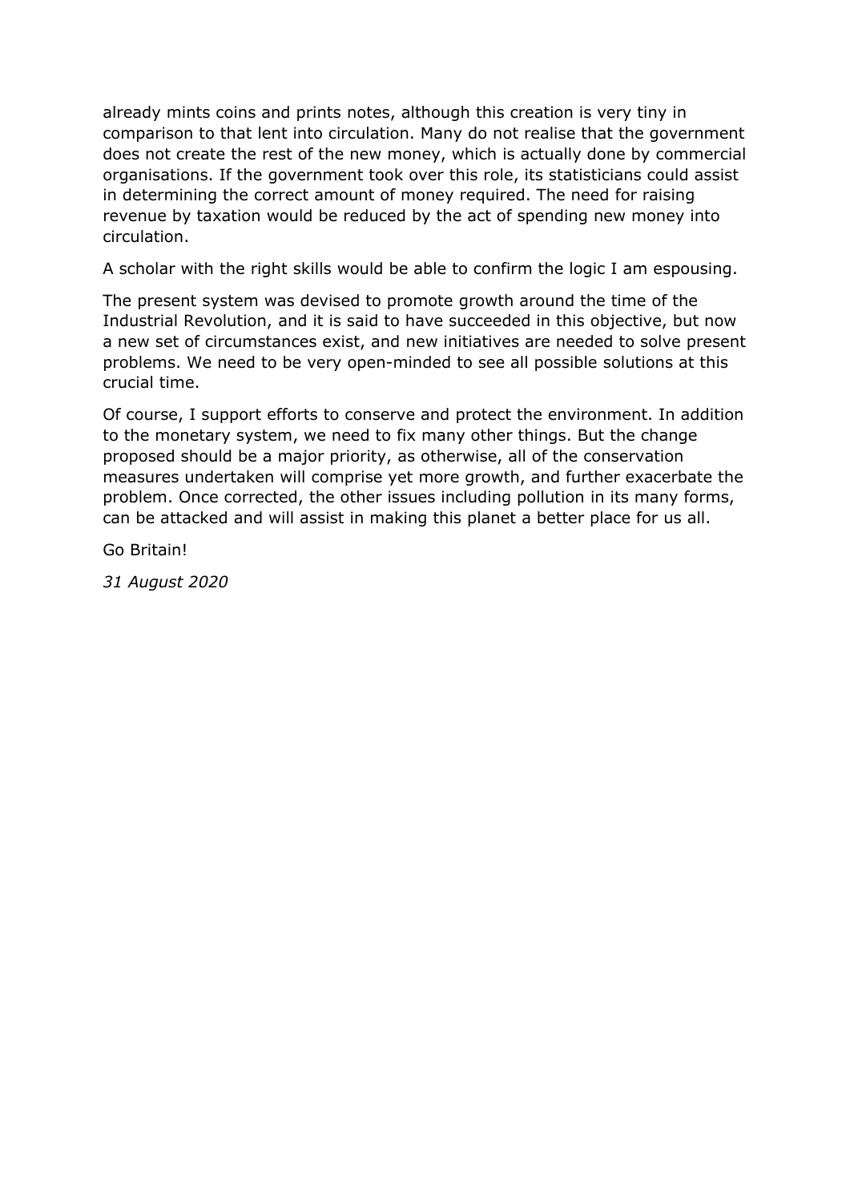already mints coins and prints notes, although this creation is very tiny in comparison to that lent into circulation. Many do not realise that the government does not create the rest of the new money, which is actually done by commercial organisations. If the government took over this role, its statisticians could assist in determining the correct amount of money required. The need for raising revenue by taxation would be reduced by the act of spending new money into circulation.

A scholar with the right skills would be able to confirm the logic I am espousing.

The present system was devised to promote growth around the time of the Industrial Revolution, and it is said to have succeeded in this objective, but now a new set of circumstances exist, and new initiatives are needed to solve present problems. We need to be very open-minded to see all possible solutions at this crucial time.

Of course, I support efforts to conserve and protect the environment. In addition to the monetary system, we need to fix many other things. But the change proposed should be a major priority, as otherwise, all of the conservation measures undertaken will comprise yet more growth, and further exacerbate the problem. Once corrected, the other issues including pollution in its many forms, can be attacked and will assist in making this planet a better place for us all.

Go Britain!

*31 August 2020*